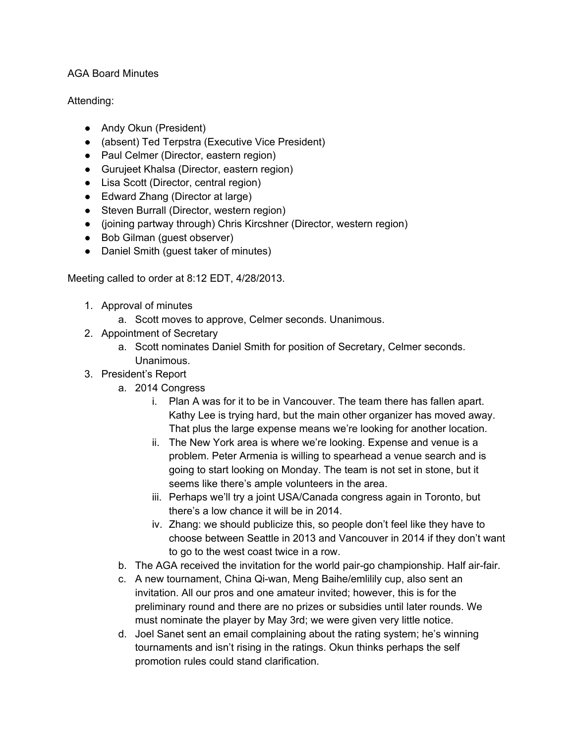AGA Board Minutes

Attending:

- Andy Okun (President)
- (absent) Ted Terpstra (Executive Vice President)
- Paul Celmer (Director, eastern region)
- Gurujeet Khalsa (Director, eastern region)
- Lisa Scott (Director, central region)
- Edward Zhang (Director at large)
- Steven Burrall (Director, western region)
- (joining partway through) Chris Kircshner (Director, western region)
- Bob Gilman (guest observer)
- Daniel Smith (guest taker of minutes)

Meeting called to order at 8:12 EDT, 4/28/2013.

1. Approval of minutes
   a. Scott moves to approve, Celmer seconds. Unanimous.
2. Appointment of Secretary
   a. Scott nominates Daniel Smith for position of Secretary, Celmer seconds. Unanimous.
3. President's Report
   a. 2014 Congress
      i. Plan A was for it to be in Vancouver. The team there has fallen apart. Kathy Lee is trying hard, but the main other organizer has moved away. That plus the large expense means we're looking for another location.
      ii. The New York area is where we're looking. Expense and venue is a problem. Peter Armenia is willing to spearhead a venue search and is going to start looking on Monday. The team is not set in stone, but it seems like there's ample volunteers in the area.
      iii. Perhaps we'll try a joint USA/Canada congress again in Toronto, but there's a low chance it will be in 2014.
      iv. Zhang: we should publicize this, so people don't feel like they have to choose between Seattle in 2013 and Vancouver in 2014 if they don't want to go to the west coast twice in a row.
   b. The AGA received the invitation for the world pair-go championship. Half air-fair.
   c. A new tournament, China Qi-wan, Meng Baihe/emlilily cup, also sent an invitation. All our pros and one amateur invited; however, this is for the preliminary round and there are no prizes or subsidies until later rounds. We must nominate the player by May 3rd; we were given very little notice.
   d. Joel Sanet sent an email complaining about the rating system; he's winning tournaments and isn't rising in the ratings. Okun thinks perhaps the self promotion rules could stand clarification.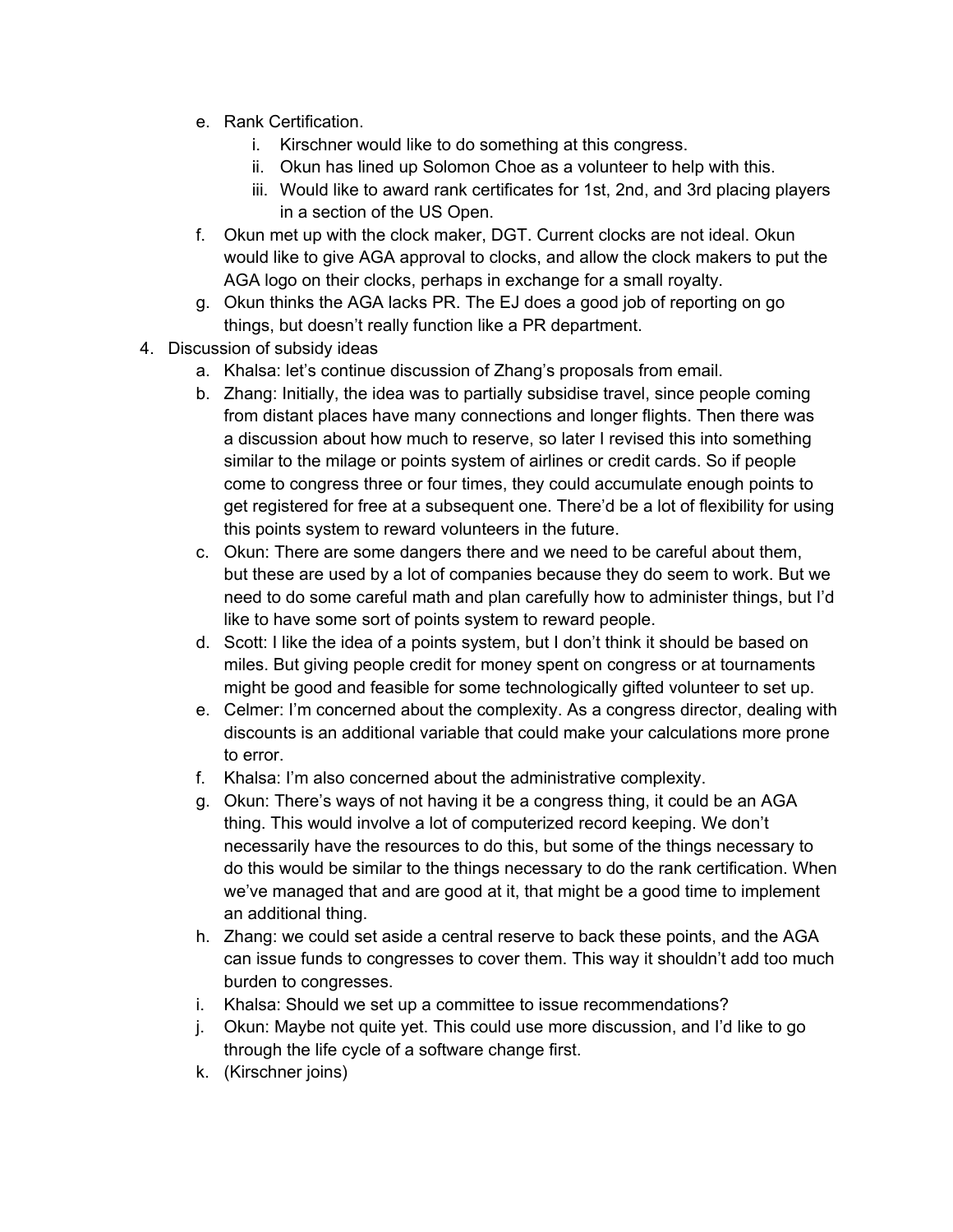e. Rank Certification.
      i. Kirschner would like to do something at this congress.
      ii. Okun has lined up Solomon Choe as a volunteer to help with this.
      iii. Would like to award rank certificates for 1st, 2nd, and 3rd placing players in a section of the US Open.
   f. Okun met up with the clock maker, DGT. Current clocks are not ideal. Okun would like to give AGA approval to clocks, and allow the clock makers to put the AGA logo on their clocks, perhaps in exchange for a small royalty.
   g. Okun thinks the AGA lacks PR. The EJ does a good job of reporting on go things, but doesn't really function like a PR department.

4. Discussion of subsidy ideas
   a. Khalsa: let's continue discussion of Zhang's proposals from email.
   b. Zhang: Initially, the idea was to partially subsidise travel, since people coming from distant places have many connections and longer flights. Then there was a discussion about how much to reserve, so later I revised this into something similar to the milage or points system of airlines or credit cards. So if people come to congress three or four times, they could accumulate enough points to get registered for free at a subsequent one. There'd be a lot of flexibility for using this points system to reward volunteers in the future.
   c. Okun: There are some dangers there and we need to be careful about them, but these are used by a lot of companies because they do seem to work. But we need to do some careful math and plan carefully how to administer things, but I'd like to have some sort of points system to reward people.
   d. Scott: I like the idea of a points system, but I don't think it should be based on miles. But giving people credit for money spent on congress or at tournaments might be good and feasible for some technologically gifted volunteer to set up.
   e. Celmer: I'm concerned about the complexity. As a congress director, dealing with discounts is an additional variable that could make your calculations more prone to error.
   f. Khalsa: I'm also concerned about the administrative complexity.
   g. Okun: There's ways of not having it be a congress thing, it could be an AGA thing. This would involve a lot of computerized record keeping. We don't necessarily have the resources to do this, but some of the things necessary to do this would be similar to the things necessary to do the rank certification. When we've managed that and are good at it, that might be a good time to implement an additional thing.
   h. Zhang: we could set aside a central reserve to back these points, and the AGA can issue funds to congresses to cover them. This way it shouldn't add too much burden to congresses.
   i. Khalsa: Should we set up a committee to issue recommendations?
   j. Okun: Maybe not quite yet. This could use more discussion, and I'd like to go through the life cycle of a software change first.
   k. (Kirschner joins)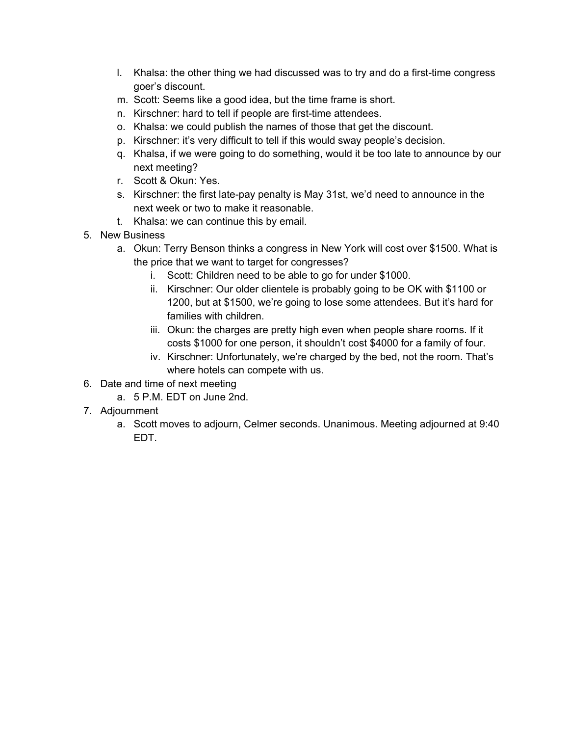l. Khalsa: the other thing we had discussed was to try and do a first-time congress goer's discount.
m. Scott: Seems like a good idea, but the time frame is short.
n. Kirschner: hard to tell if people are first-time attendees.
o. Khalsa: we could publish the names of those that get the discount.
p. Kirschner: it's very difficult to tell if this would sway people's decision.
q. Khalsa, if we were going to do something, would it be too late to announce by our next meeting?
r. Scott & Okun: Yes.
s. Kirschner: the first late-pay penalty is May 31st, we'd need to announce in the next week or two to make it reasonable.
t. Khalsa: we can continue this by email.

5. New Business
   a. Okun: Terry Benson thinks a congress in New York will cost over $1500. What is the price that we want to target for congresses?
      i. Scott: Children need to be able to go for under $1000.
      ii. Kirschner: Our older clientele is probably going to be OK with $1100 or 1200, but at $1500, we're going to lose some attendees. But it's hard for families with children.
      iii. Okun: the charges are pretty high even when people share rooms. If it costs $1000 for one person, it shouldn't cost $4000 for a family of four.
      iv. Kirschner: Unfortunately, we're charged by the bed, not the room. That's where hotels can compete with us.
6. Date and time of next meeting
   a. 5 P.M. EDT on June 2nd.
7. Adjournment
   a. Scott moves to adjourn, Celmer seconds. Unanimous. Meeting adjourned at 9:40 EDT.